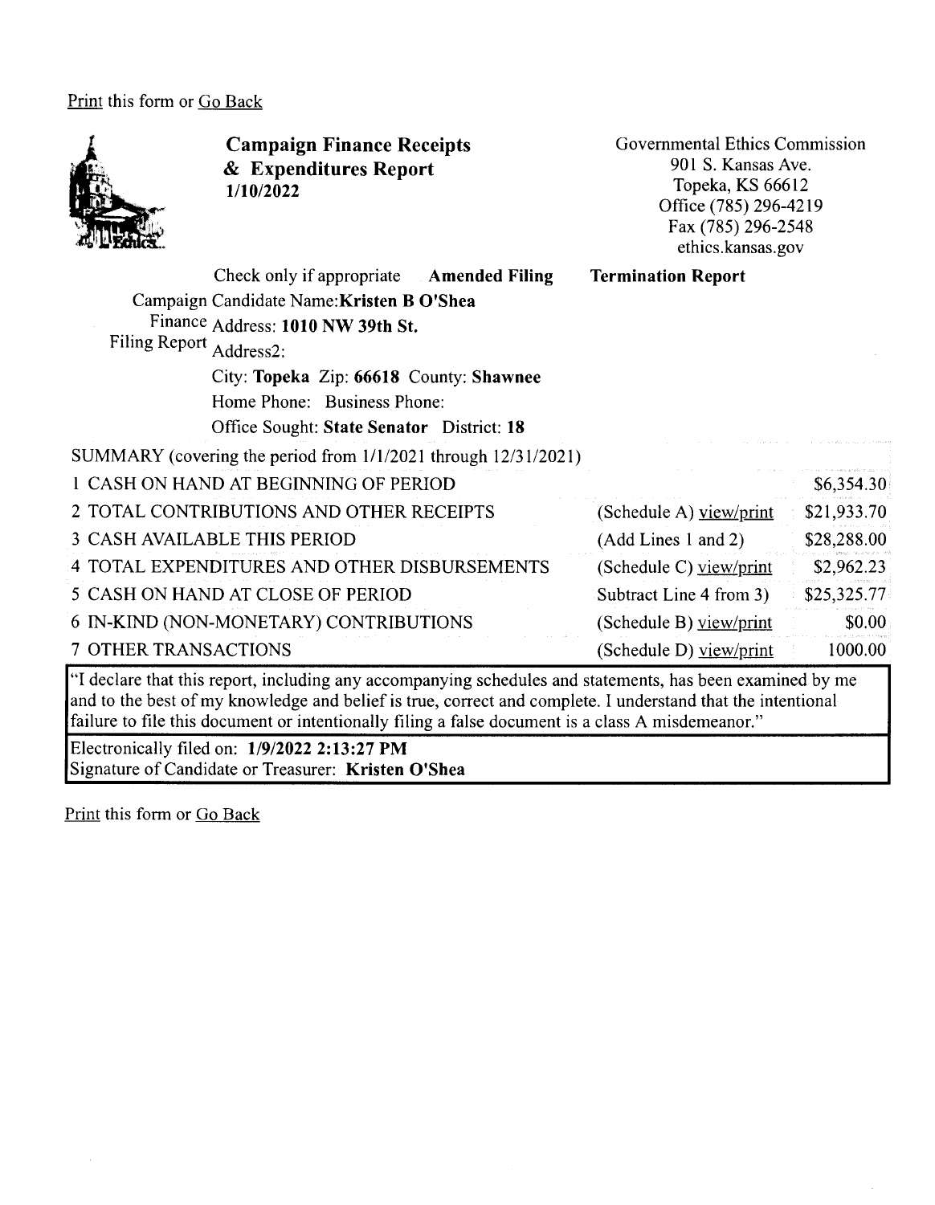Print this form or Go Back

# Campaign Finance Receipts & Expenditures Report
**1/10/2022**

Governmental Ethics Commission
901 S. Kansas Ave.
Topeka, KS 66612
Office (785) 296-4219
Fax (785) 296-2548
ethics.kansas.gov

Check only if appropriate **Amended Filing** **Termination Report**

Campaign Finance Filing Report

Candidate Name: **Kristen B O'Shea**
Address: **1010 NW 39th St.**
Address2:
City: **Topeka** Zip: **66618** County: **Shawnee**
Home Phone: Business Phone:
Office Sought: **State Senator** District: **18**

SUMMARY (covering the period from 1/1/2021 through 12/31/2021)

| | | |
|---|---|---|
| 1 CASH ON HAND AT BEGINNING OF PERIOD | | $6,354.30 |
| 2 TOTAL CONTRIBUTIONS AND OTHER RECEIPTS | (Schedule A) view/print | $21,933.70 |
| 3 CASH AVAILABLE THIS PERIOD | (Add Lines 1 and 2) | $28,288.00 |
| 4 TOTAL EXPENDITURES AND OTHER DISBURSEMENTS | (Schedule C) view/print | $2,962.23 |
| 5 CASH ON HAND AT CLOSE OF PERIOD | Subtract Line 4 from 3) | $25,325.77 |
| 6 IN-KIND (NON-MONETARY) CONTRIBUTIONS | (Schedule B) view/print | $0.00 |
| 7 OTHER TRANSACTIONS | (Schedule D) view/print | 1000.00 |

"I declare that this report, including any accompanying schedules and statements, has been examined by me and to the best of my knowledge and belief is true, correct and complete. I understand that the intentional failure to file this document or intentionally filing a false document is a class A misdemeanor."

Electronically filed on: **1/9/2022 2:13:27 PM**
Signature of Candidate or Treasurer: **Kristen O'Shea**

Print this form or Go Back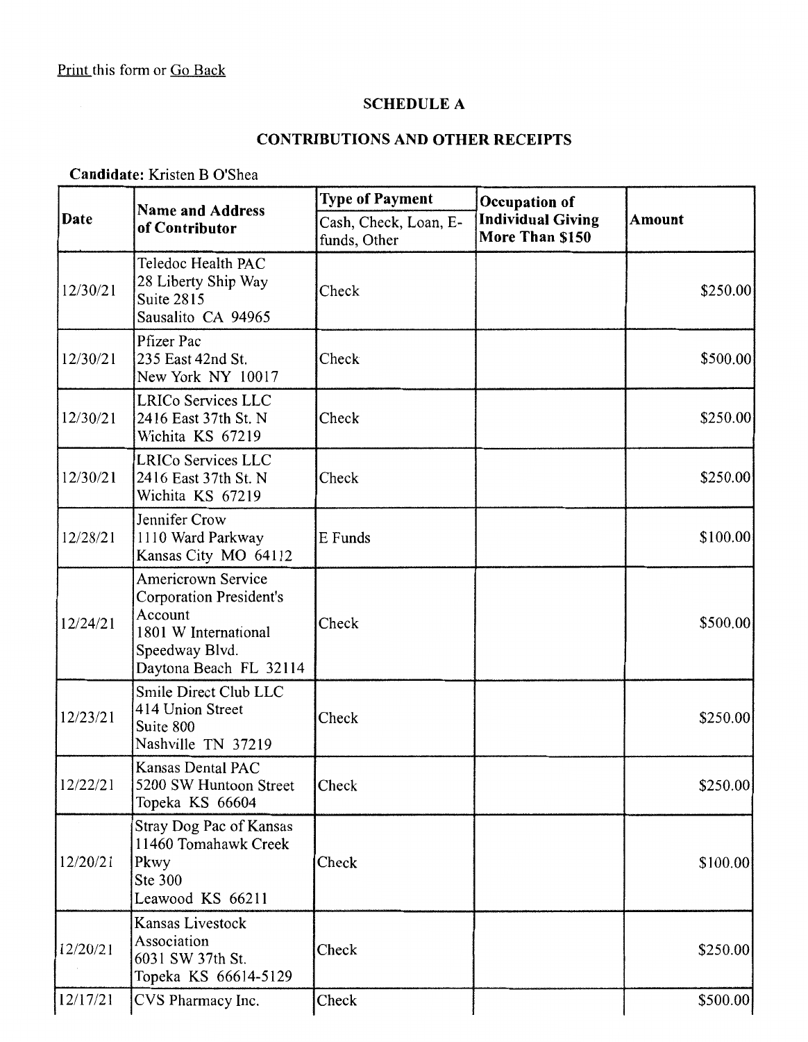Print this form or Go Back

## SCHEDULE A

## CONTRIBUTIONS AND OTHER RECEIPTS

**Candidate:** Kristen B O'Shea

| Date | Name and Address of Contributor | Type of Payment<br>Cash, Check, Loan, E-funds, Other | Occupation of Individual Giving More Than $150 | Amount |
|---|---|---|---|---|
| 12/30/21 | Teledoc Health PAC<br>28 Liberty Ship Way<br>Suite 2815<br>Sausalito CA 94965 | Check | | $250.00 |
| 12/30/21 | Pfizer Pac<br>235 East 42nd St.<br>New York NY 10017 | Check | | $500.00 |
| 12/30/21 | LRICo Services LLC<br>2416 East 37th St. N<br>Wichita KS 67219 | Check | | $250.00 |
| 12/30/21 | LRICo Services LLC<br>2416 East 37th St. N<br>Wichita KS 67219 | Check | | $250.00 |
| 12/28/21 | Jennifer Crow<br>1110 Ward Parkway<br>Kansas City MO 64112 | E Funds | | $100.00 |
| 12/24/21 | Americrown Service Corporation President's Account<br>1801 W International Speedway Blvd.<br>Daytona Beach FL 32114 | Check | | $500.00 |
| 12/23/21 | Smile Direct Club LLC<br>414 Union Street<br>Suite 800<br>Nashville TN 37219 | Check | | $250.00 |
| 12/22/21 | Kansas Dental PAC<br>5200 SW Huntoon Street<br>Topeka KS 66604 | Check | | $250.00 |
| 12/20/21 | Stray Dog Pac of Kansas<br>11460 Tomahawk Creek Pkwy<br>Ste 300<br>Leawood KS 66211 | Check | | $100.00 |
| 12/20/21 | Kansas Livestock Association<br>6031 SW 37th St.<br>Topeka KS 66614-5129 | Check | | $250.00 |
| 12/17/21 | CVS Pharmacy Inc. | Check | | $500.00 |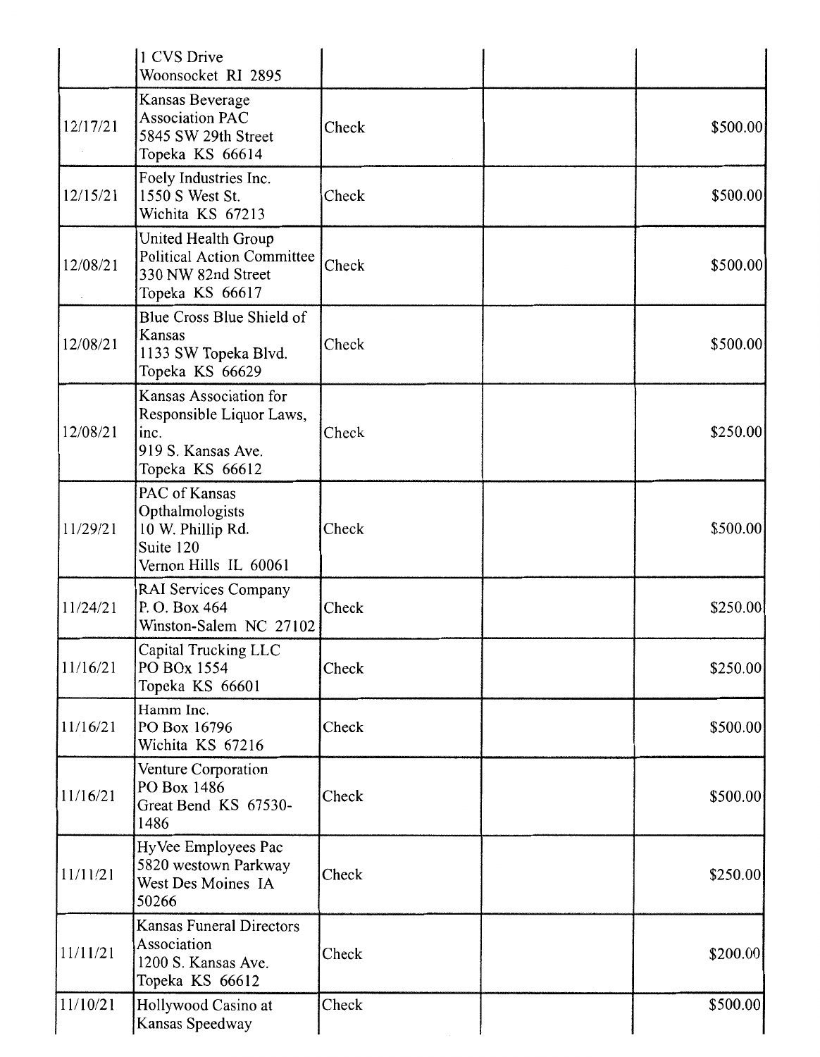| | | | | |
|---|---|---|---|---|
| | 1 CVS Drive Woonsocket RI 2895 | | | |
| 12/17/21 | Kansas Beverage Association PAC 5845 SW 29th Street Topeka KS 66614 | Check | | $500.00 |
| 12/15/21 | Foely Industries Inc. 1550 S West St. Wichita KS 67213 | Check | | $500.00 |
| 12/08/21 | United Health Group Political Action Committee 330 NW 82nd Street Topeka KS 66617 | Check | | $500.00 |
| 12/08/21 | Blue Cross Blue Shield of Kansas 1133 SW Topeka Blvd. Topeka KS 66629 | Check | | $500.00 |
| 12/08/21 | Kansas Association for Responsible Liquor Laws, inc. 919 S. Kansas Ave. Topeka KS 66612 | Check | | $250.00 |
| 11/29/21 | PAC of Kansas Opthalmologists 10 W. Phillip Rd. Suite 120 Vernon Hills IL 60061 | Check | | $500.00 |
| 11/24/21 | RAI Services Company P. O. Box 464 Winston-Salem NC 27102 | Check | | $250.00 |
| 11/16/21 | Capital Trucking LLC PO BOx 1554 Topeka KS 66601 | Check | | $250.00 |
| 11/16/21 | Hamm Inc. PO Box 16796 Wichita KS 67216 | Check | | $500.00 |
| 11/16/21 | Venture Corporation PO Box 1486 Great Bend KS 67530-1486 | Check | | $500.00 |
| 11/11/21 | HyVee Employees Pac 5820 westown Parkway West Des Moines IA 50266 | Check | | $250.00 |
| 11/11/21 | Kansas Funeral Directors Association 1200 S. Kansas Ave. Topeka KS 66612 | Check | | $200.00 |
| 11/10/21 | Hollywood Casino at Kansas Speedway | Check | | $500.00 |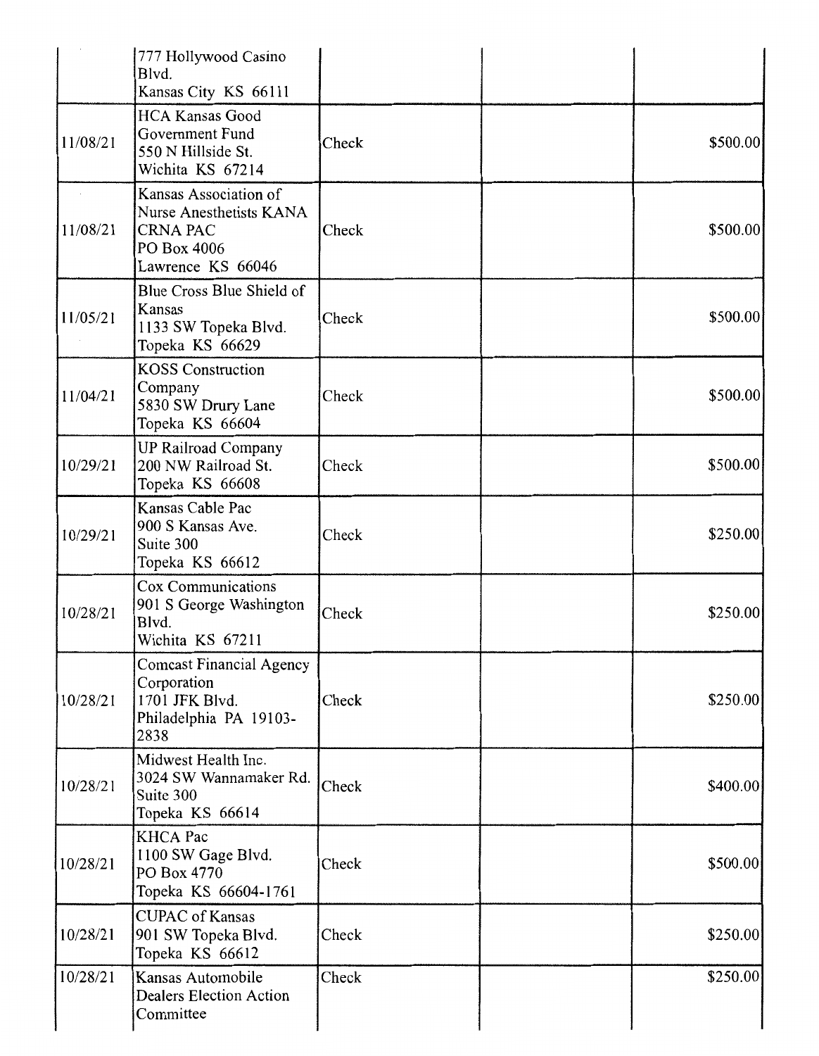| | | | | |
|---|---|---|---|---|
| | 777 Hollywood Casino Blvd.<br>Kansas City KS 66111 | | | |
| 11/08/21 | HCA Kansas Good Government Fund<br>550 N Hillside St.<br>Wichita KS 67214 | Check | | \$500.00 |
| 11/08/21 | Kansas Association of Nurse Anesthetists KANA CRNA PAC<br>PO Box 4006<br>Lawrence KS 66046 | Check | | \$500.00 |
| 11/05/21 | Blue Cross Blue Shield of Kansas<br>1133 SW Topeka Blvd.<br>Topeka KS 66629 | Check | | \$500.00 |
| 11/04/21 | KOSS Construction Company<br>5830 SW Drury Lane<br>Topeka KS 66604 | Check | | \$500.00 |
| 10/29/21 | UP Railroad Company<br>200 NW Railroad St.<br>Topeka KS 66608 | Check | | \$500.00 |
| 10/29/21 | Kansas Cable Pac<br>900 S Kansas Ave.<br>Suite 300<br>Topeka KS 66612 | Check | | \$250.00 |
| 10/28/21 | Cox Communications<br>901 S George Washington Blvd.<br>Wichita KS 67211 | Check | | \$250.00 |
| 10/28/21 | Comcast Financial Agency Corporation<br>1701 JFK Blvd.<br>Philadelphia PA 19103-2838 | Check | | \$250.00 |
| 10/28/21 | Midwest Health Inc.<br>3024 SW Wannamaker Rd.<br>Suite 300<br>Topeka KS 66614 | Check | | \$400.00 |
| 10/28/21 | KHCA Pac<br>1100 SW Gage Blvd.<br>PO Box 4770<br>Topeka KS 66604-1761 | Check | | \$500.00 |
| 10/28/21 | CUPAC of Kansas<br>901 SW Topeka Blvd.<br>Topeka KS 66612 | Check | | \$250.00 |
| 10/28/21 | Kansas Automobile Dealers Election Action Committee | Check | | \$250.00 |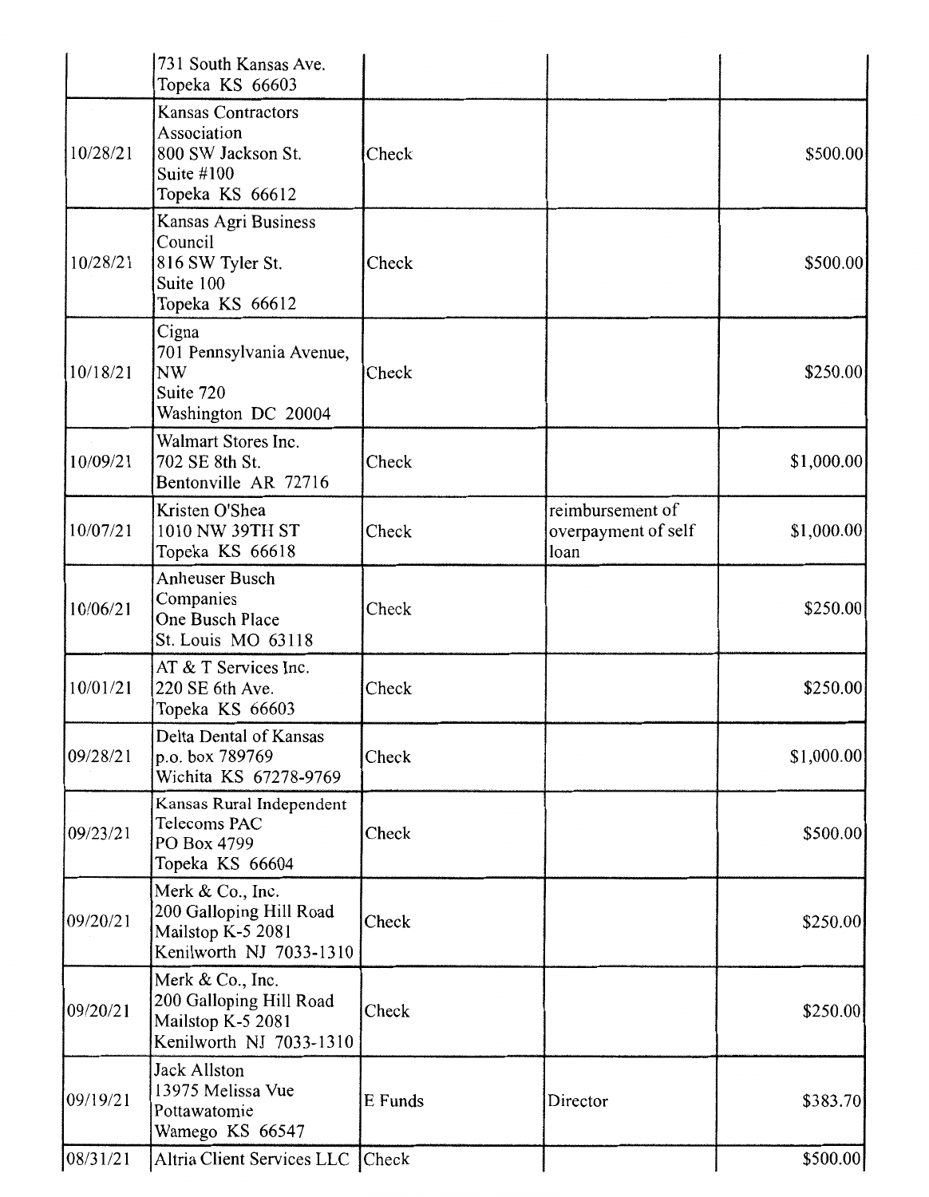| | | | | |
|---|---|---|---|---|
| | 731 South Kansas Ave.<br>Topeka KS 66603 | | | |
| 10/28/21 | Kansas Contractors Association<br>800 SW Jackson St.<br>Suite #100<br>Topeka KS 66612 | Check | | $500.00 |
| 10/28/21 | Kansas Agri Business Council<br>816 SW Tyler St.<br>Suite 100<br>Topeka KS 66612 | Check | | $500.00 |
| 10/18/21 | Cigna<br>701 Pennsylvania Avenue, NW<br>Suite 720<br>Washington DC 20004 | Check | | $250.00 |
| 10/09/21 | Walmart Stores Inc.<br>702 SE 8th St.<br>Bentonville AR 72716 | Check | | $1,000.00 |
| 10/07/21 | Kristen O'Shea<br>1010 NW 39TH ST<br>Topeka KS 66618 | Check | reimbursement of overpayment of self loan | $1,000.00 |
| 10/06/21 | Anheuser Busch Companies<br>One Busch Place<br>St. Louis MO 63118 | Check | | $250.00 |
| 10/01/21 | AT & T Services Inc.<br>220 SE 6th Ave.<br>Topeka KS 66603 | Check | | $250.00 |
| 09/28/21 | Delta Dental of Kansas<br>p.o. box 789769<br>Wichita KS 67278-9769 | Check | | $1,000.00 |
| 09/23/21 | Kansas Rural Independent Telecoms PAC<br>PO Box 4799<br>Topeka KS 66604 | Check | | $500.00 |
| 09/20/21 | Merk & Co., Inc.<br>200 Galloping Hill Road<br>Mailstop K-5 2081<br>Kenilworth NJ 7033-1310 | Check | | $250.00 |
| 09/20/21 | Merk & Co., Inc.<br>200 Galloping Hill Road<br>Mailstop K-5 2081<br>Kenilworth NJ 7033-1310 | Check | | $250.00 |
| 09/19/21 | Jack Allston<br>13975 Melissa Vue<br>Pottawatomie<br>Wamego KS 66547 | E Funds | Director | $383.70 |
| 08/31/21 | Altria Client Services LLC | Check | | $500.00 |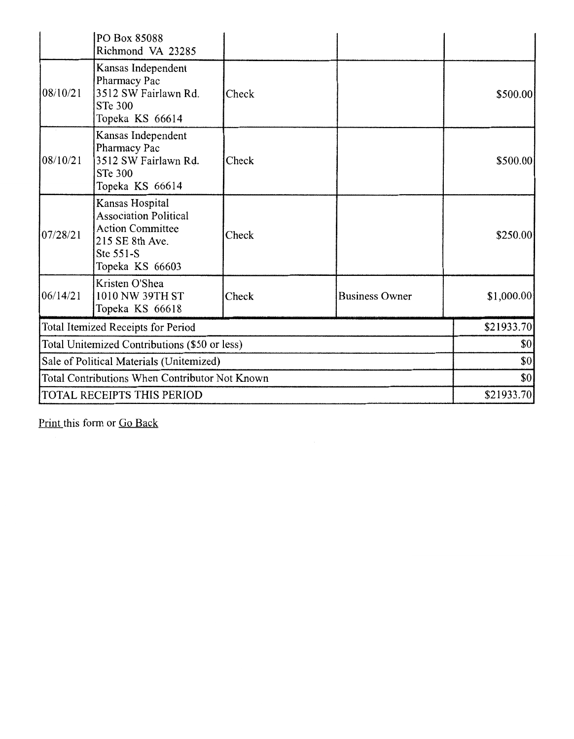| | | | | |
|---|---|---|---|---|
| | PO Box 85088<br>Richmond VA 23285 | | | |
| 08/10/21 | Kansas Independent Pharmacy Pac<br>3512 SW Fairlawn Rd. STe 300<br>Topeka KS 66614 | Check | | $500.00 |
| 08/10/21 | Kansas Independent Pharmacy Pac<br>3512 SW Fairlawn Rd. STe 300<br>Topeka KS 66614 | Check | | $500.00 |
| 07/28/21 | Kansas Hospital Association Political Action Committee<br>215 SE 8th Ave. Ste 551-S<br>Topeka KS 66603 | Check | | $250.00 |
| 06/14/21 | Kristen O'Shea<br>1010 NW 39TH ST<br>Topeka KS 66618 | Check | Business Owner | $1,000.00 |
| Total Itemized Receipts for Period | | | | $21933.70 |
| Total Unitemized Contributions ($50 or less) | | | | $0 |
| Sale of Political Materials (Unitemized) | | | | $0 |
| Total Contributions When Contributor Not Known | | | | $0 |
| TOTAL RECEIPTS THIS PERIOD | | | | $21933.70 |

Print this form or Go Back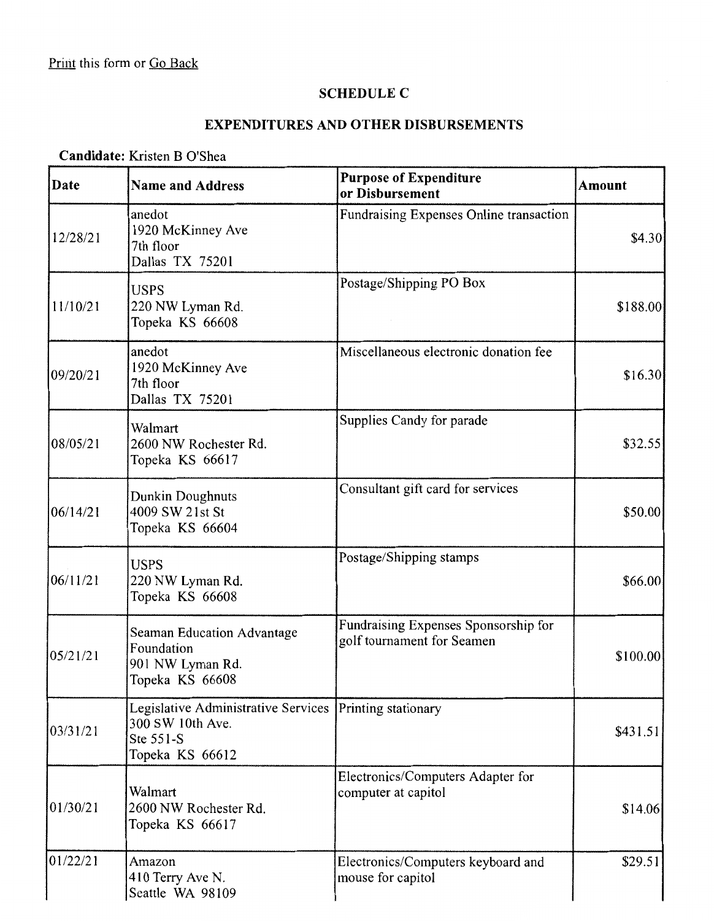Print this form or Go Back

## SCHEDULE C

## EXPENDITURES AND OTHER DISBURSEMENTS

**Candidate:** Kristen B O'Shea

| Date | Name and Address | Purpose of Expenditure or Disbursement | Amount |
|---|---|---|---|
| 12/28/21 | anedot<br>1920 McKinney Ave<br>7th floor<br>Dallas TX 75201 | Fundraising Expenses Online transaction | $4.30 |
| 11/10/21 | USPS<br>220 NW Lyman Rd.<br>Topeka KS 66608 | Postage/Shipping PO Box | $188.00 |
| 09/20/21 | anedot<br>1920 McKinney Ave<br>7th floor<br>Dallas TX 75201 | Miscellaneous electronic donation fee | $16.30 |
| 08/05/21 | Walmart<br>2600 NW Rochester Rd.<br>Topeka KS 66617 | Supplies Candy for parade | $32.55 |
| 06/14/21 | Dunkin Doughnuts<br>4009 SW 21st St<br>Topeka KS 66604 | Consultant gift card for services | $50.00 |
| 06/11/21 | USPS<br>220 NW Lyman Rd.<br>Topeka KS 66608 | Postage/Shipping stamps | $66.00 |
| 05/21/21 | Seaman Education Advantage Foundation<br>901 NW Lyman Rd.<br>Topeka KS 66608 | Fundraising Expenses Sponsorship for golf tournament for Seamen | $100.00 |
| 03/31/21 | Legislative Administrative Services<br>300 SW 10th Ave.<br>Ste 551-S<br>Topeka KS 66612 | Printing stationary | $431.51 |
| 01/30/21 | Walmart<br>2600 NW Rochester Rd.<br>Topeka KS 66617 | Electronics/Computers Adapter for computer at capitol | $14.06 |
| 01/22/21 | Amazon<br>410 Terry Ave N.<br>Seattle WA 98109 | Electronics/Computers keyboard and mouse for capitol | $29.51 |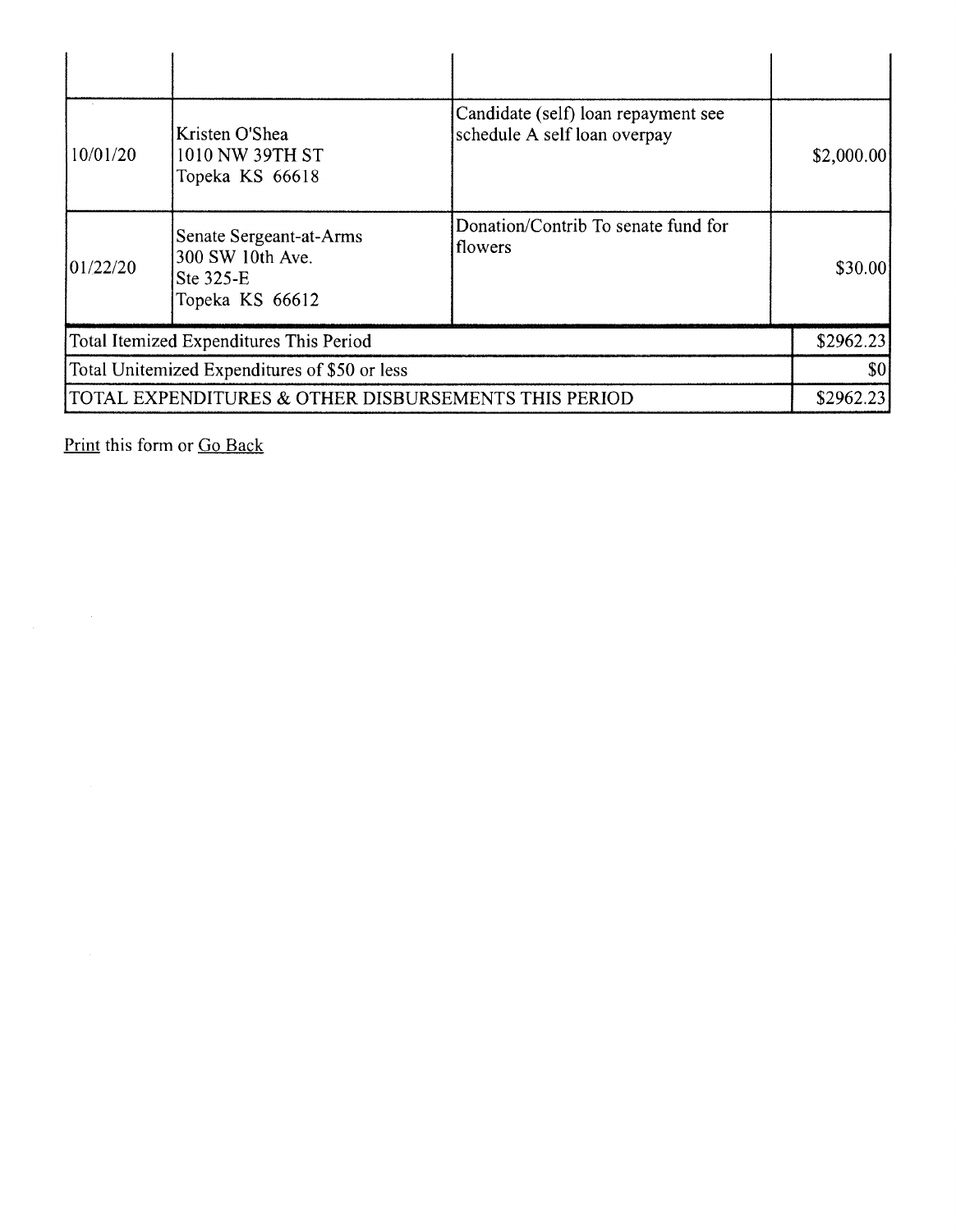| | | | |
|---|---|---|---|
| | | | |
| 10/01/20 | Kristen O'Shea<br>1010 NW 39TH ST<br>Topeka KS 66618 | Candidate (self) loan repayment see schedule A self loan overpay | $2,000.00 |
| 01/22/20 | Senate Sergeant-at-Arms<br>300 SW 10th Ave.<br>Ste 325-E<br>Topeka KS 66612 | Donation/Contrib To senate fund for flowers | $30.00 |
| Total Itemized Expenditures This Period | | | $2962.23 |
| Total Unitemized Expenditures of $50 or less | | | $0 |
| TOTAL EXPENDITURES & OTHER DISBURSEMENTS THIS PERIOD | | | $2962.23 |

Print this form or Go Back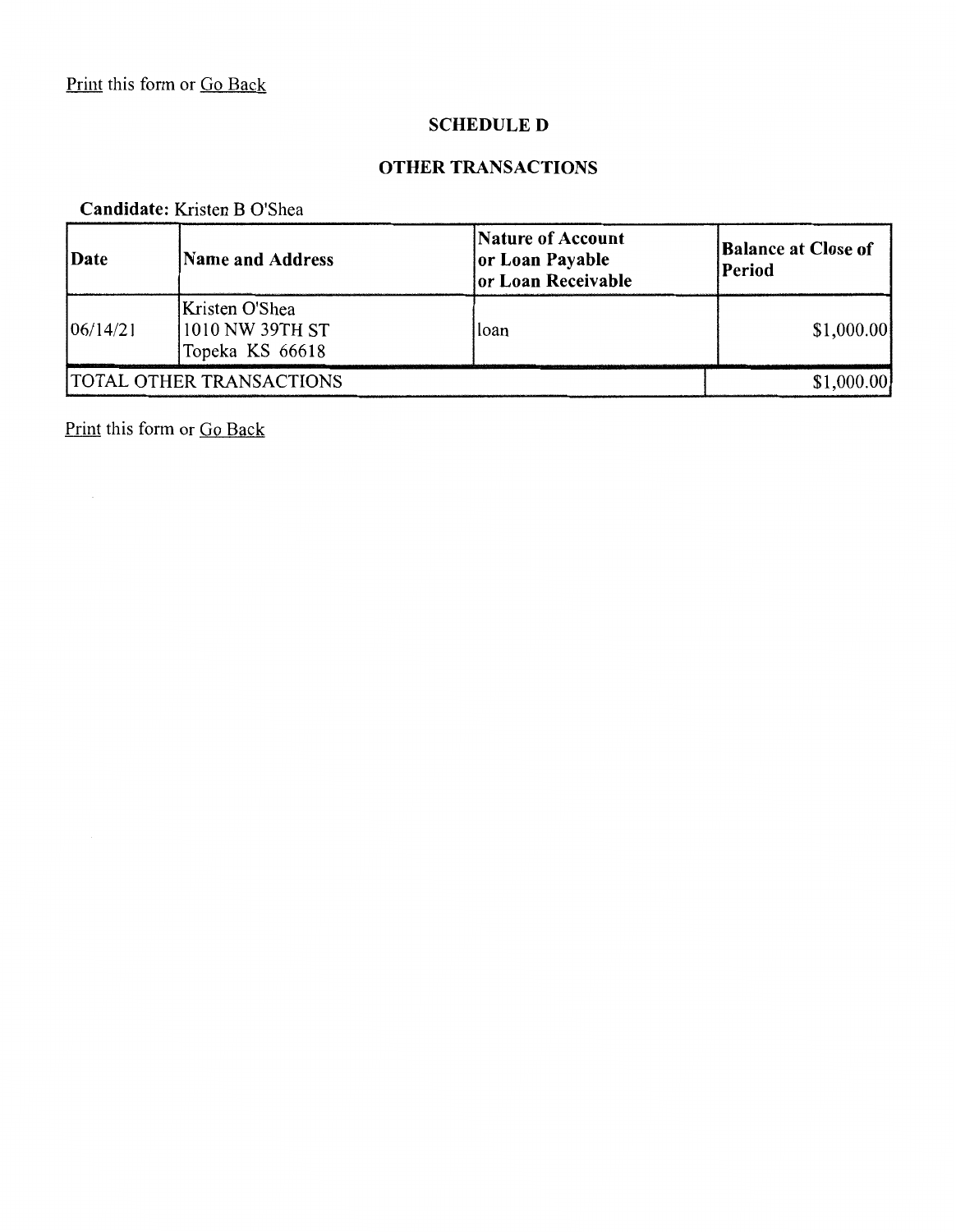Print this form or Go Back

## SCHEDULE D

## OTHER TRANSACTIONS

**Candidate:** Kristen B O'Shea

| Date | Name and Address | Nature of Account or Loan Payable or Loan Receivable | Balance at Close of Period |
|---|---|---|---|
| 06/14/21 | Kristen O'Shea<br>1010 NW 39TH ST<br>Topeka KS 66618 | loan | $1,000.00 |
| TOTAL OTHER TRANSACTIONS | | | $1,000.00 |

Print this form or Go Back